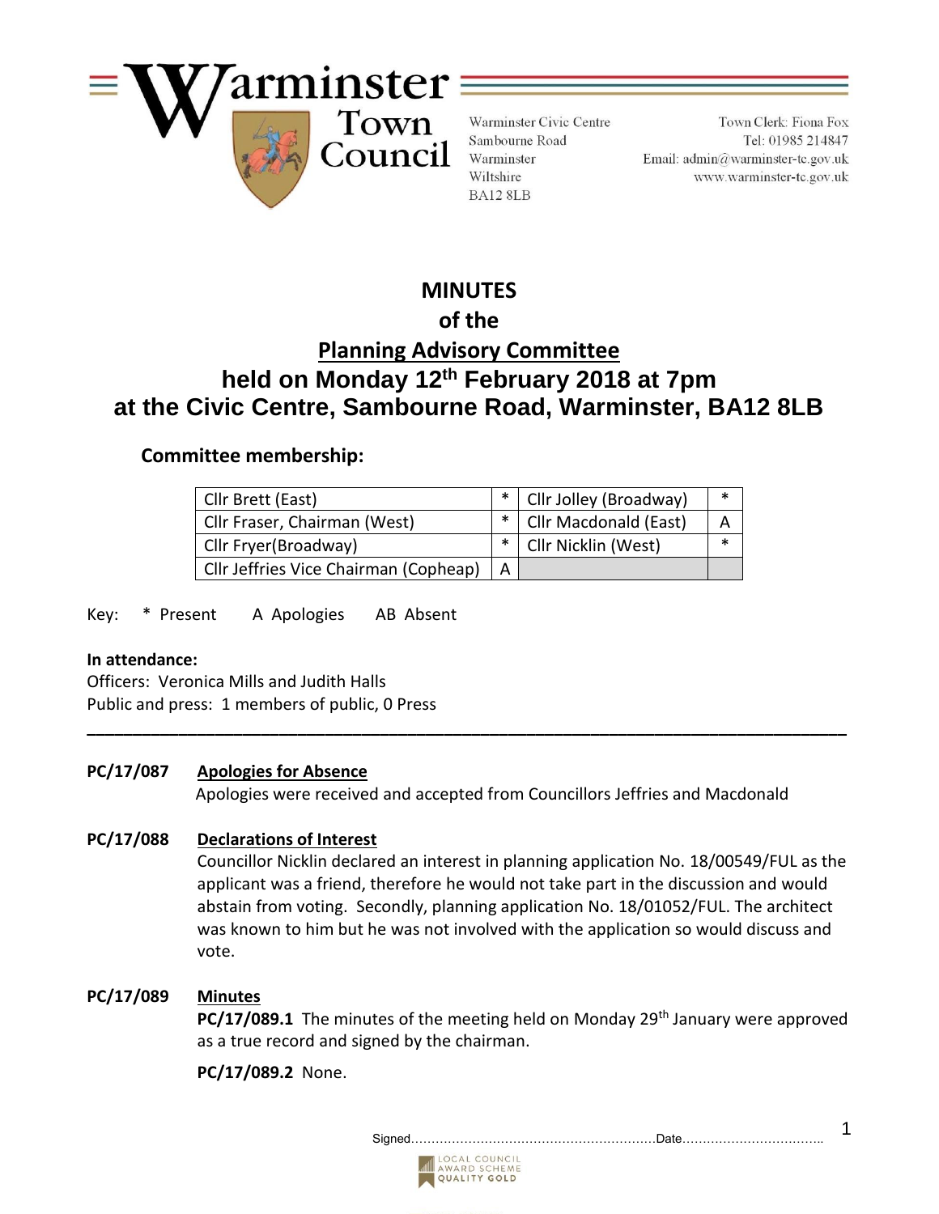# Warminster Town Council

Warminster Civic Centre
Sambourne Road
Warminster
Wiltshire
BA12 8LB

Town Clerk: Fiona Fox
Tel: 01985 214847
Email: admin@warminster-tc.gov.uk
www.warminster-tc.gov.uk

## MINUTES
## of the
## Planning Advisory Committee
## held on Monday 12th February 2018 at 7pm at the Civic Centre, Sambourne Road, Warminster, BA12 8LB

### Committee membership:

| Cllr Brett (East) | * | Cllr Jolley (Broadway) | * |
|---|---|---|---|
| Cllr Fraser, Chairman (West) | * | Cllr Macdonald (East) | A |
| Cllr Fryer(Broadway) | * | Cllr Nicklin (West) | * |
| Cllr Jeffries Vice Chairman (Copheap) | A | | |

Key: * Present A Apologies AB Absent

**In attendance:**
Officers: Veronica Mills and Judith Halls
Public and press: 1 members of public, 0 Press

---

**PC/17/087** **Apologies for Absence**
Apologies were received and accepted from Councillors Jeffries and Macdonald

**PC/17/088** **Declarations of Interest**
Councillor Nicklin declared an interest in planning application No. 18/00549/FUL as the applicant was a friend, therefore he would not take part in the discussion and would abstain from voting. Secondly, planning application No. 18/01052/FUL. The architect was known to him but he was not involved with the application so would discuss and vote.

**PC/17/089** **Minutes**
**PC/17/089.1** The minutes of the meeting held on Monday 29th January were approved as a true record and signed by the chairman.

**PC/17/089.2** None.

Signed……………………………………………………Date……………………………..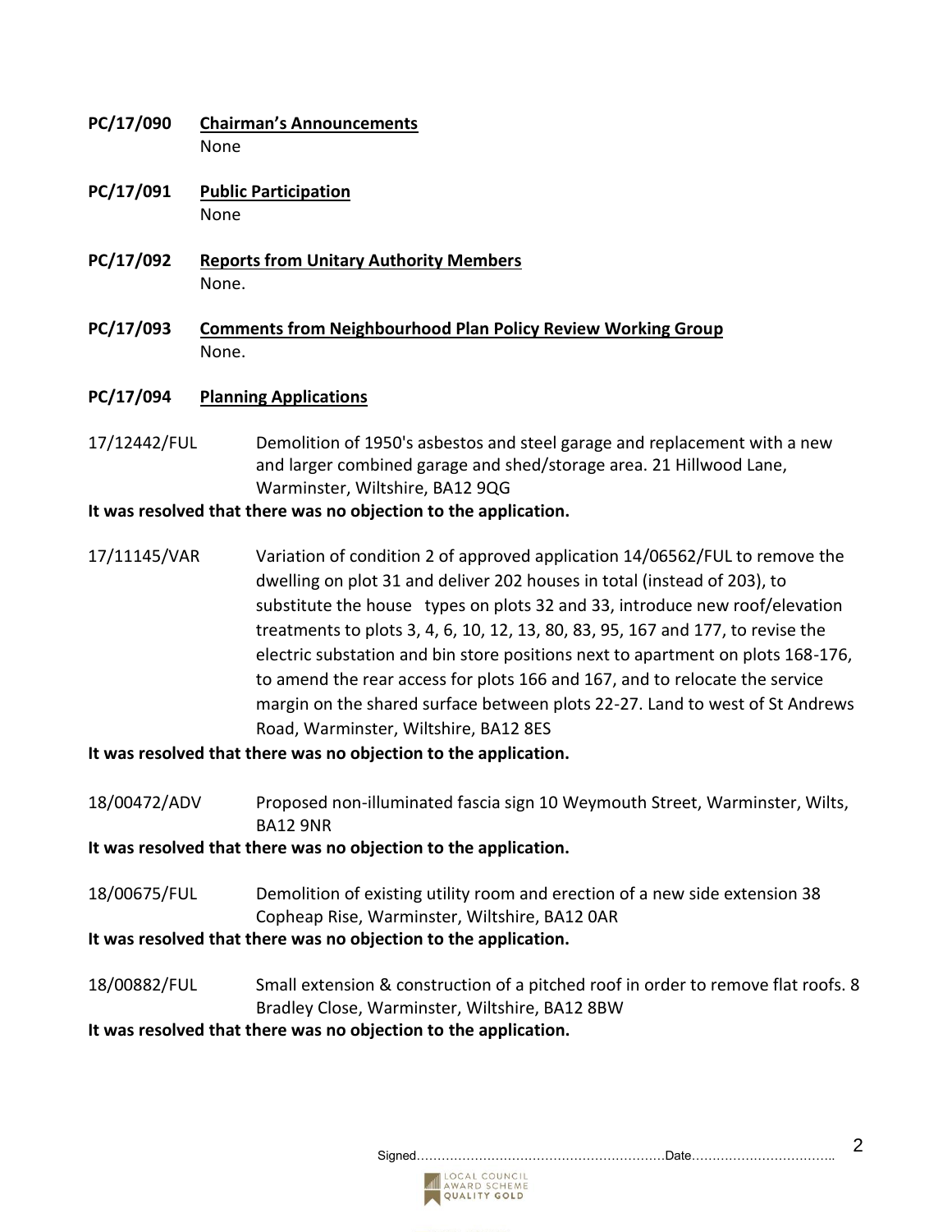**PC/17/090** **Chairman's Announcements**
None

**PC/17/091** **Public Participation**
None

**PC/17/092** **Reports from Unitary Authority Members**
None.

**PC/17/093** **Comments from Neighbourhood Plan Policy Review Working Group**
None.

**PC/17/094** **Planning Applications**

17/12442/FUL Demolition of 1950's asbestos and steel garage and replacement with a new and larger combined garage and shed/storage area. 21 Hillwood Lane, Warminster, Wiltshire, BA12 9QG

**It was resolved that there was no objection to the application.**

17/11145/VAR Variation of condition 2 of approved application 14/06562/FUL to remove the dwelling on plot 31 and deliver 202 houses in total (instead of 203), to substitute the house types on plots 32 and 33, introduce new roof/elevation treatments to plots 3, 4, 6, 10, 12, 13, 80, 83, 95, 167 and 177, to revise the electric substation and bin store positions next to apartment on plots 168-176, to amend the rear access for plots 166 and 167, and to relocate the service margin on the shared surface between plots 22-27. Land to west of St Andrews Road, Warminster, Wiltshire, BA12 8ES

**It was resolved that there was no objection to the application.**

18/00472/ADV Proposed non-illuminated fascia sign 10 Weymouth Street, Warminster, Wilts, BA12 9NR

**It was resolved that there was no objection to the application.**

18/00675/FUL Demolition of existing utility room and erection of a new side extension 38 Copheap Rise, Warminster, Wiltshire, BA12 0AR

**It was resolved that there was no objection to the application.**

18/00882/FUL Small extension & construction of a pitched roof in order to remove flat roofs. 8 Bradley Close, Warminster, Wiltshire, BA12 8BW

**It was resolved that there was no objection to the application.**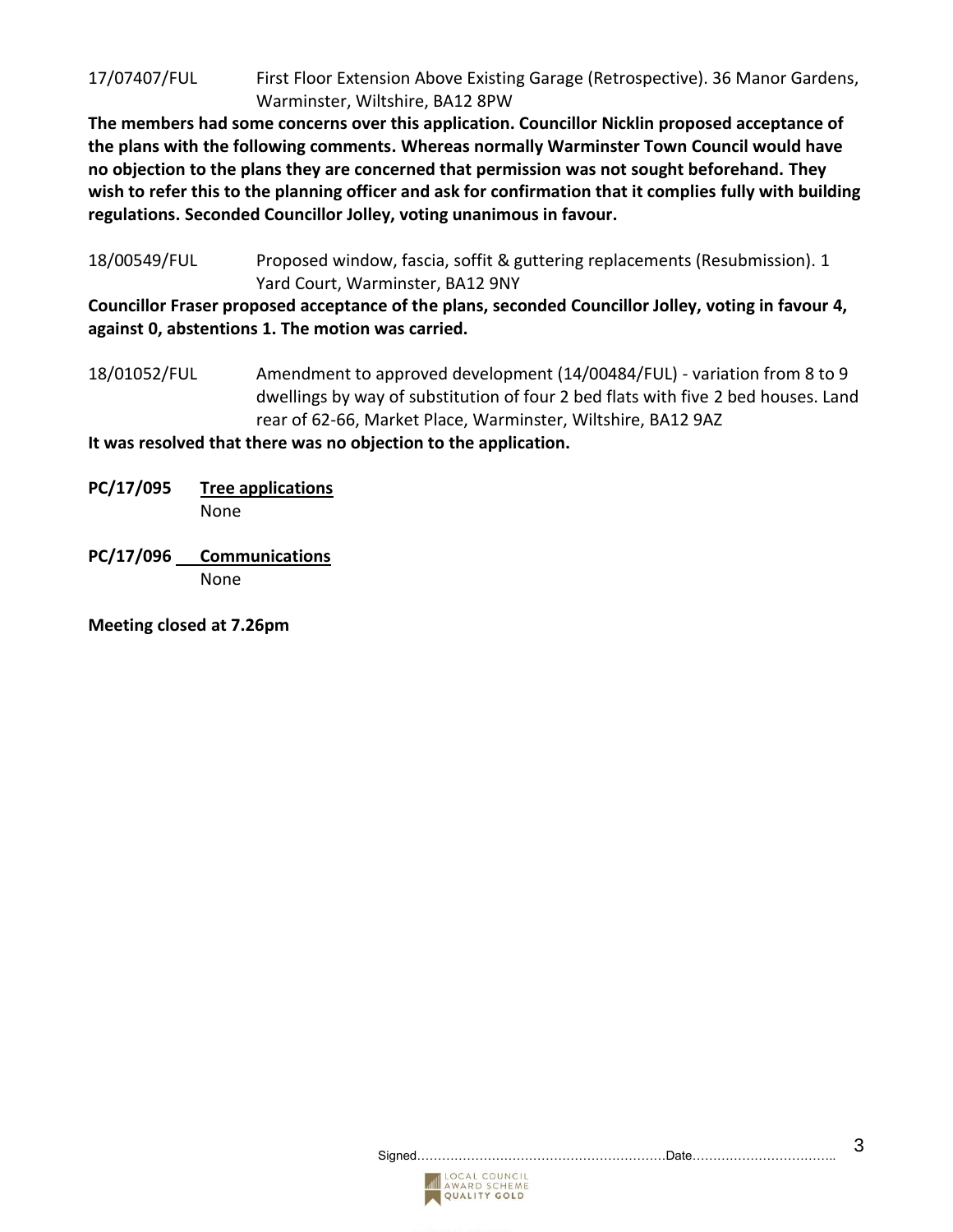17/07407/FUL First Floor Extension Above Existing Garage (Retrospective). 36 Manor Gardens, Warminster, Wiltshire, BA12 8PW

**The members had some concerns over this application. Councillor Nicklin proposed acceptance of the plans with the following comments. Whereas normally Warminster Town Council would have no objection to the plans they are concerned that permission was not sought beforehand. They wish to refer this to the planning officer and ask for confirmation that it complies fully with building regulations. Seconded Councillor Jolley, voting unanimous in favour.**

18/00549/FUL Proposed window, fascia, soffit & guttering replacements (Resubmission). 1 Yard Court, Warminster, BA12 9NY

**Councillor Fraser proposed acceptance of the plans, seconded Councillor Jolley, voting in favour 4, against 0, abstentions 1. The motion was carried.**

18/01052/FUL Amendment to approved development (14/00484/FUL) - variation from 8 to 9 dwellings by way of substitution of four 2 bed flats with five 2 bed houses. Land rear of 62-66, Market Place, Warminster, Wiltshire, BA12 9AZ

**It was resolved that there was no objection to the application.**

**PC/17/095 <u>Tree applications</u>**

None

**PC/17/096 <u>Communications</u>**

None

**Meeting closed at 7.26pm**

Signed…………………………………………………Date……………………………